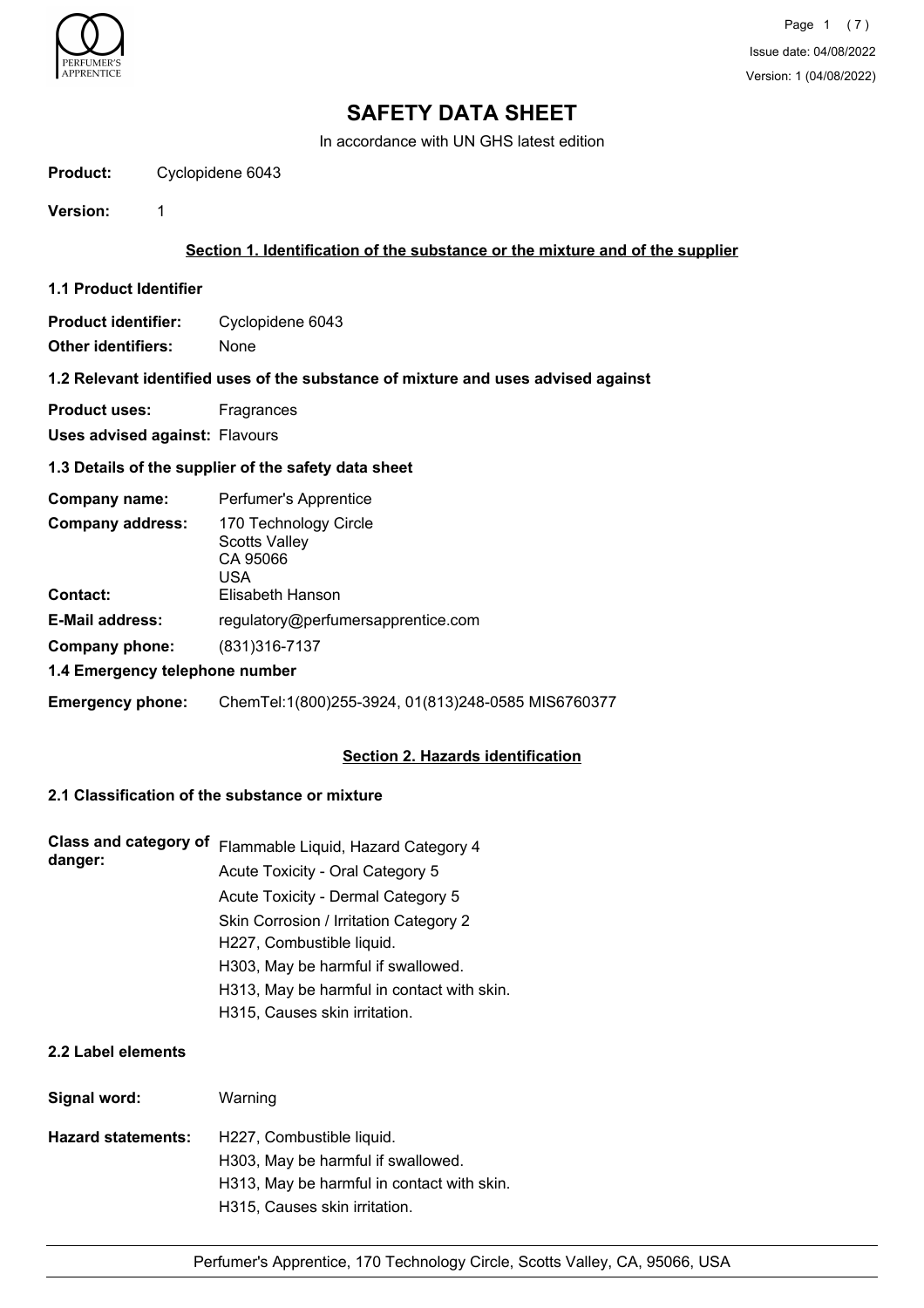# SAFETY DATA SHEET

In accordance with UN GHS latest edition

**Product:** Cyclopidene 6043

**Version:** 1

## Section 1. Identification of the substance or the mixture and of the supplier

### 1.1 Product Identifier

**Product identifier:** Cyclopidene 6043

**Other identifiers:** None

### 1.2 Relevant identified uses of the substance of mixture and uses advised against

**Product uses:** Fragrances

**Uses advised against:** Flavours

### 1.3 Details of the supplier of the safety data sheet

**Company name:** Perfumer's Apprentice

**Company address:** 170 Technology Circle
Scotts Valley
CA 95066
USA

**Contact:** Elisabeth Hanson

**E-Mail address:** regulatory@perfumersapprentice.com

**Company phone:** (831)316-7137

### 1.4 Emergency telephone number

**Emergency phone:** ChemTel:1(800)255-3924, 01(813)248-0585 MIS6760377

## Section 2. Hazards identification

### 2.1 Classification of the substance or mixture

**Class and category of danger:**
Flammable Liquid, Hazard Category 4
Acute Toxicity - Oral Category 5
Acute Toxicity - Dermal Category 5
Skin Corrosion / Irritation Category 2
H227, Combustible liquid.
H303, May be harmful if swallowed.
H313, May be harmful in contact with skin.
H315, Causes skin irritation.

### 2.2 Label elements

**Signal word:** Warning

**Hazard statements:**
H227, Combustible liquid.
H303, May be harmful if swallowed.
H313, May be harmful in contact with skin.
H315, Causes skin irritation.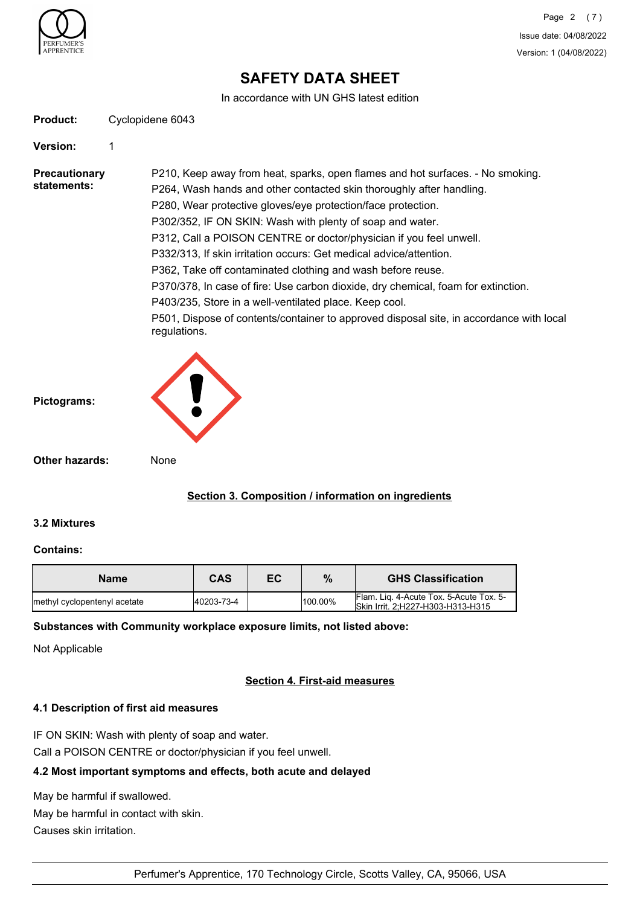# SAFETY DATA SHEET

In accordance with UN GHS latest edition

**Product:** Cyclopidene 6043

**Version:** 1

**Precautionary statements:**

P210, Keep away from heat, sparks, open flames and hot surfaces. - No smoking.
P264, Wash hands and other contacted skin thoroughly after handling.
P280, Wear protective gloves/eye protection/face protection.
P302/352, IF ON SKIN: Wash with plenty of soap and water.
P312, Call a POISON CENTRE or doctor/physician if you feel unwell.
P332/313, If skin irritation occurs: Get medical advice/attention.
P362, Take off contaminated clothing and wash before reuse.
P370/378, In case of fire: Use carbon dioxide, dry chemical, foam for extinction.
P403/235, Store in a well-ventilated place. Keep cool.
P501, Dispose of contents/container to approved disposal site, in accordance with local regulations.

**Pictograms:**

**Other hazards:** None

## Section 3. Composition / information on ingredients

### 3.2 Mixtures

**Contains:**

| Name | CAS | EC | % | GHS Classification |
|---|---|---|---|---|
| methyl cyclopentenyl acetate | 40203-73-4 | | 100.00% | Flam. Liq. 4-Acute Tox. 5-Acute Tox. 5-Skin Irrit. 2;H227-H303-H313-H315 |

**Substances with Community workplace exposure limits, not listed above:**

Not Applicable

## Section 4. First-aid measures

### 4.1 Description of first aid measures

IF ON SKIN: Wash with plenty of soap and water.
Call a POISON CENTRE or doctor/physician if you feel unwell.

### 4.2 Most important symptoms and effects, both acute and delayed

May be harmful if swallowed.
May be harmful in contact with skin.
Causes skin irritation.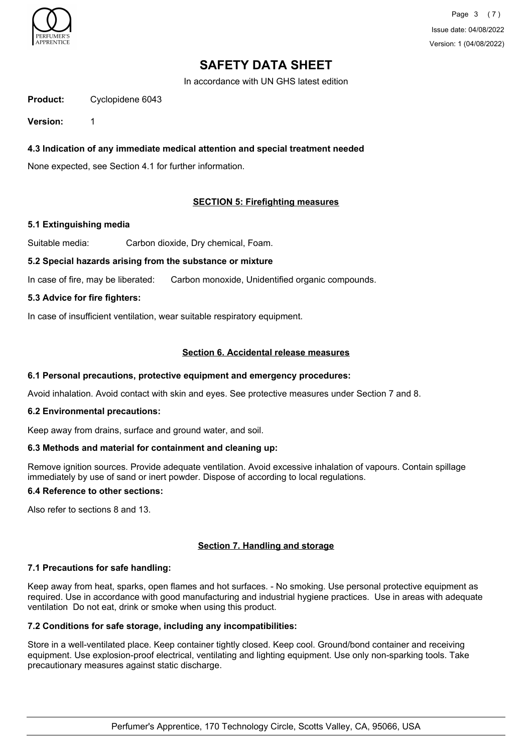# SAFETY DATA SHEET

In accordance with UN GHS latest edition

**Product:** Cyclopidene 6043

**Version:** 1

### 4.3 Indication of any immediate medical attention and special treatment needed

None expected, see Section 4.1 for further information.

## SECTION 5: Firefighting measures

### 5.1 Extinguishing media

Suitable media: Carbon dioxide, Dry chemical, Foam.

### 5.2 Special hazards arising from the substance or mixture

In case of fire, may be liberated: Carbon monoxide, Unidentified organic compounds.

### 5.3 Advice for fire fighters:

In case of insufficient ventilation, wear suitable respiratory equipment.

## Section 6. Accidental release measures

### 6.1 Personal precautions, protective equipment and emergency procedures:

Avoid inhalation. Avoid contact with skin and eyes. See protective measures under Section 7 and 8.

### 6.2 Environmental precautions:

Keep away from drains, surface and ground water, and soil.

### 6.3 Methods and material for containment and cleaning up:

Remove ignition sources. Provide adequate ventilation. Avoid excessive inhalation of vapours. Contain spillage immediately by use of sand or inert powder. Dispose of according to local regulations.

### 6.4 Reference to other sections:

Also refer to sections 8 and 13.

## Section 7. Handling and storage

### 7.1 Precautions for safe handling:

Keep away from heat, sparks, open flames and hot surfaces. - No smoking. Use personal protective equipment as required. Use in accordance with good manufacturing and industrial hygiene practices. Use in areas with adequate ventilation Do not eat, drink or smoke when using this product.

### 7.2 Conditions for safe storage, including any incompatibilities:

Store in a well-ventilated place. Keep container tightly closed. Keep cool. Ground/bond container and receiving equipment. Use explosion-proof electrical, ventilating and lighting equipment. Use only non-sparking tools. Take precautionary measures against static discharge.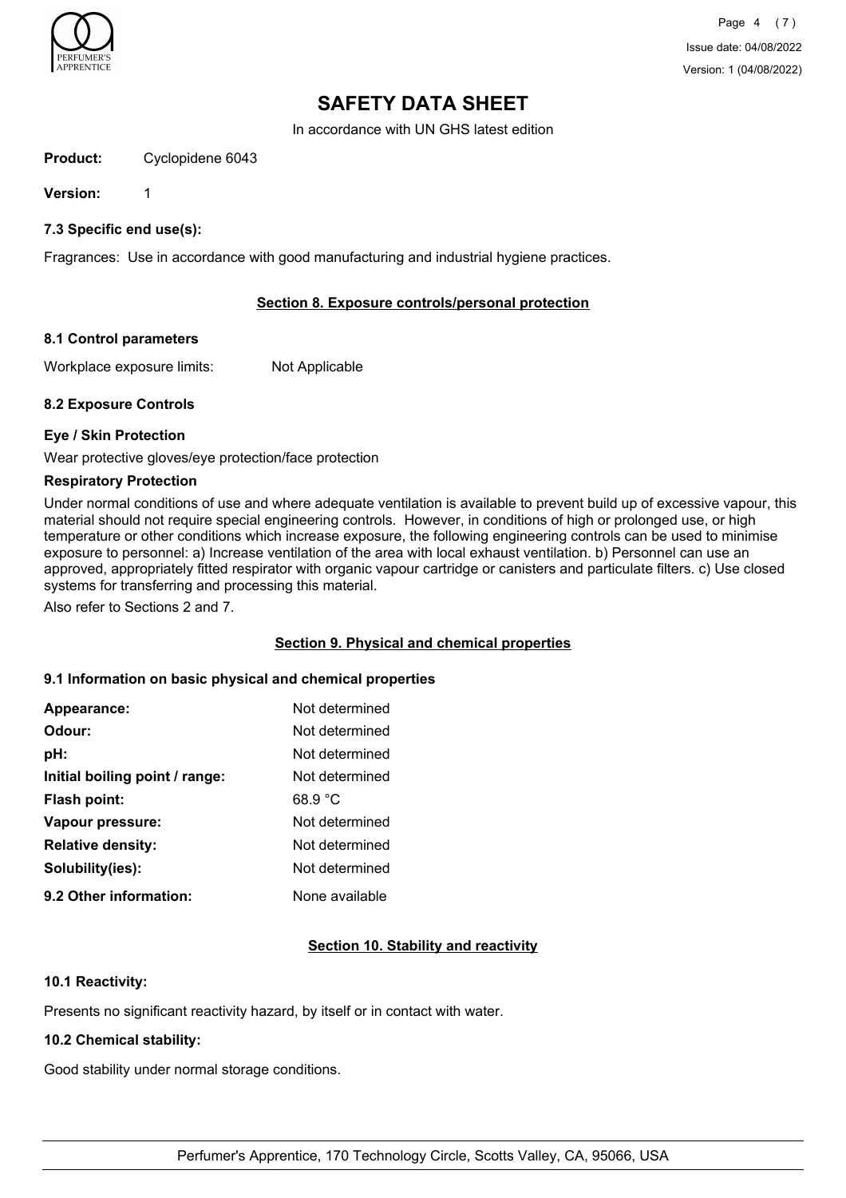# SAFETY DATA SHEET

In accordance with UN GHS latest edition

**Product:** Cyclopidene 6043

**Version:** 1

### 7.3 Specific end use(s):

Fragrances: Use in accordance with good manufacturing and industrial hygiene practices.

## Section 8. Exposure controls/personal protection

### 8.1 Control parameters

Workplace exposure limits: Not Applicable

### 8.2 Exposure Controls

#### Eye / Skin Protection

Wear protective gloves/eye protection/face protection

#### Respiratory Protection

Under normal conditions of use and where adequate ventilation is available to prevent build up of excessive vapour, this material should not require special engineering controls. However, in conditions of high or prolonged use, or high temperature or other conditions which increase exposure, the following engineering controls can be used to minimise exposure to personnel: a) Increase ventilation of the area with local exhaust ventilation. b) Personnel can use an approved, appropriately fitted respirator with organic vapour cartridge or canisters and particulate filters. c) Use closed systems for transferring and processing this material.

Also refer to Sections 2 and 7.

## Section 9. Physical and chemical properties

### 9.1 Information on basic physical and chemical properties

| | |
|---|---|
| **Appearance:** | Not determined |
| **Odour:** | Not determined |
| **pH:** | Not determined |
| **Initial boiling point / range:** | Not determined |
| **Flash point:** | 68.9 °C |
| **Vapour pressure:** | Not determined |
| **Relative density:** | Not determined |
| **Solubility(ies):** | Not determined |
| **9.2 Other information:** | None available |

## Section 10. Stability and reactivity

### 10.1 Reactivity:

Presents no significant reactivity hazard, by itself or in contact with water.

### 10.2 Chemical stability:

Good stability under normal storage conditions.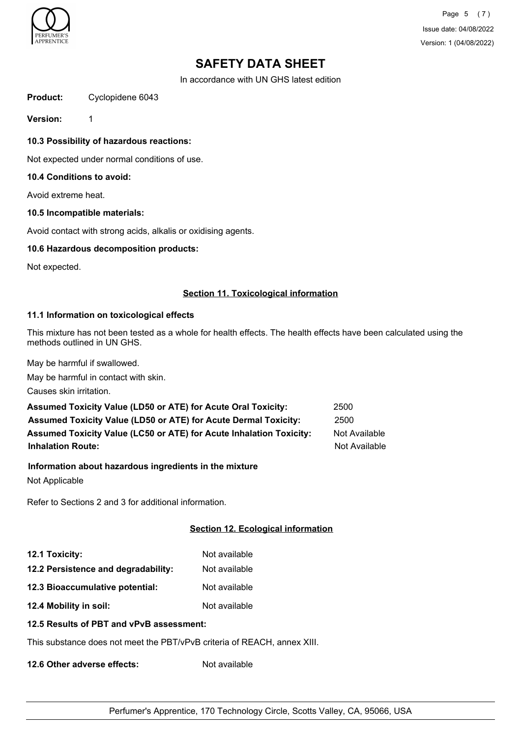# SAFETY DATA SHEET

In accordance with UN GHS latest edition

**Product:** Cyclopidene 6043

**Version:** 1

### 10.3 Possibility of hazardous reactions:

Not expected under normal conditions of use.

### 10.4 Conditions to avoid:

Avoid extreme heat.

### 10.5 Incompatible materials:

Avoid contact with strong acids, alkalis or oxidising agents.

### 10.6 Hazardous decomposition products:

Not expected.

## Section 11. Toxicological information

### 11.1 Information on toxicological effects

This mixture has not been tested as a whole for health effects. The health effects have been calculated using the methods outlined in UN GHS.

May be harmful if swallowed.

May be harmful in contact with skin.

Causes skin irritation.

| | |
|---|---|
| **Assumed Toxicity Value (LD50 or ATE) for Acute Oral Toxicity:** | 2500 |
| **Assumed Toxicity Value (LD50 or ATE) for Acute Dermal Toxicity:** | 2500 |
| **Assumed Toxicity Value (LC50 or ATE) for Acute Inhalation Toxicity:** | Not Available |
| **Inhalation Route:** | Not Available |

**Information about hazardous ingredients in the mixture**

Not Applicable

Refer to Sections 2 and 3 for additional information.

## Section 12. Ecological information

| | |
|---|---|
| **12.1 Toxicity:** | Not available |
| **12.2 Persistence and degradability:** | Not available |
| **12.3 Bioaccumulative potential:** | Not available |
| **12.4 Mobility in soil:** | Not available |

### 12.5 Results of PBT and vPvB assessment:

This substance does not meet the PBT/vPvB criteria of REACH, annex XIII.

**12.6 Other adverse effects:** Not available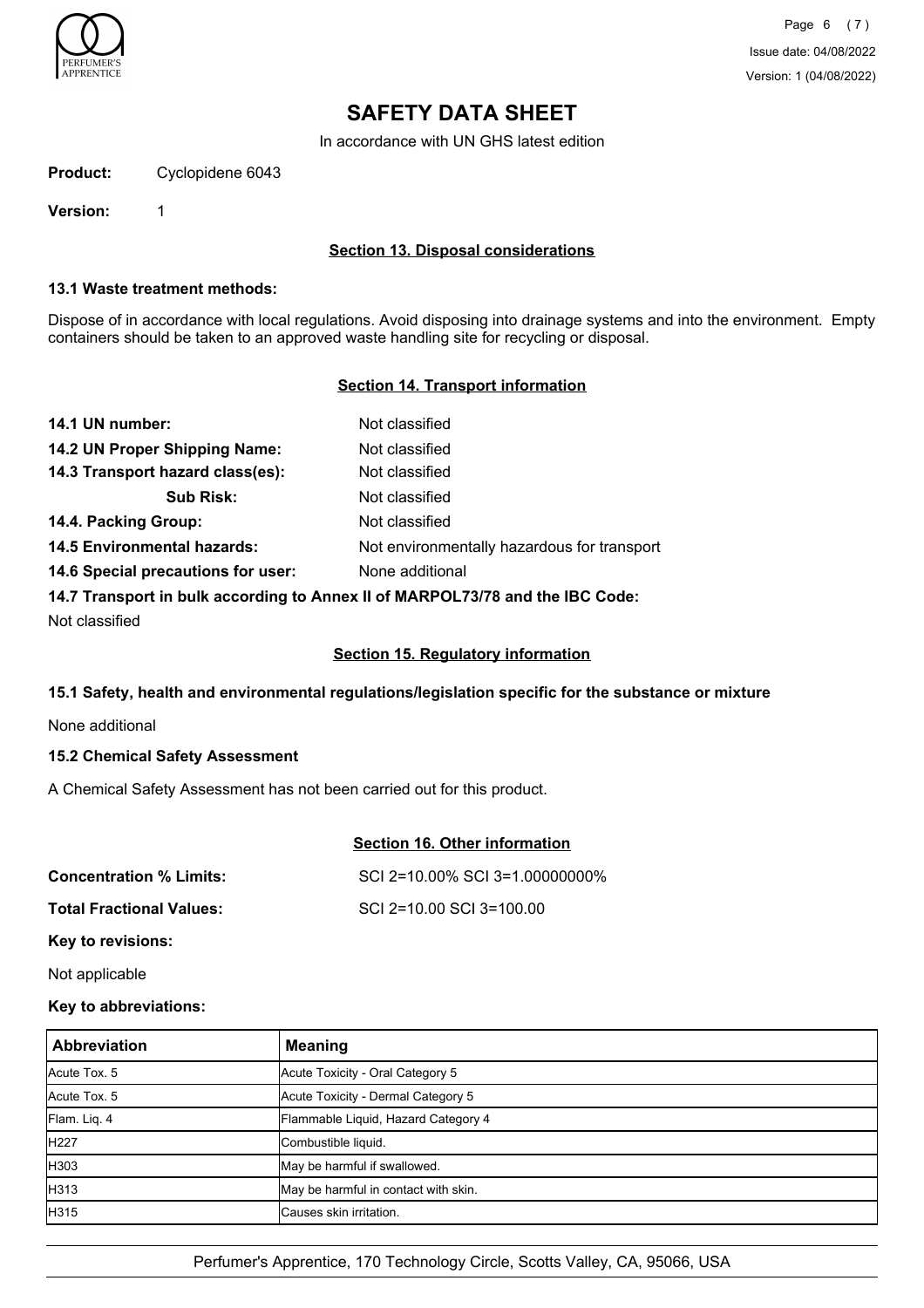# SAFETY DATA SHEET

In accordance with UN GHS latest edition

**Product:** Cyclopidene 6043

**Version:** 1

## Section 13. Disposal considerations

### 13.1 Waste treatment methods:

Dispose of in accordance with local regulations. Avoid disposing into drainage systems and into the environment. Empty containers should be taken to an approved waste handling site for recycling or disposal.

## Section 14. Transport information

**14.1 UN number:** Not classified

**14.2 UN Proper Shipping Name:** Not classified

**14.3 Transport hazard class(es):** Not classified

**Sub Risk:** Not classified

**14.4. Packing Group:** Not classified

**14.5 Environmental hazards:** Not environmentally hazardous for transport

**14.6 Special precautions for user:** None additional

**14.7 Transport in bulk according to Annex II of MARPOL73/78 and the IBC Code:**

Not classified

## Section 15. Regulatory information

### 15.1 Safety, health and environmental regulations/legislation specific for the substance or mixture

None additional

### 15.2 Chemical Safety Assessment

A Chemical Safety Assessment has not been carried out for this product.

## Section 16. Other information

**Concentration % Limits:** SCI 2=10.00% SCI 3=1.00000000%

**Total Fractional Values:** SCI 2=10.00 SCI 3=100.00

**Key to revisions:**

Not applicable

**Key to abbreviations:**

| Abbreviation | Meaning |
|---|---|
| Acute Tox. 5 | Acute Toxicity - Oral Category 5 |
| Acute Tox. 5 | Acute Toxicity - Dermal Category 5 |
| Flam. Liq. 4 | Flammable Liquid, Hazard Category 4 |
| H227 | Combustible liquid. |
| H303 | May be harmful if swallowed. |
| H313 | May be harmful in contact with skin. |
| H315 | Causes skin irritation. |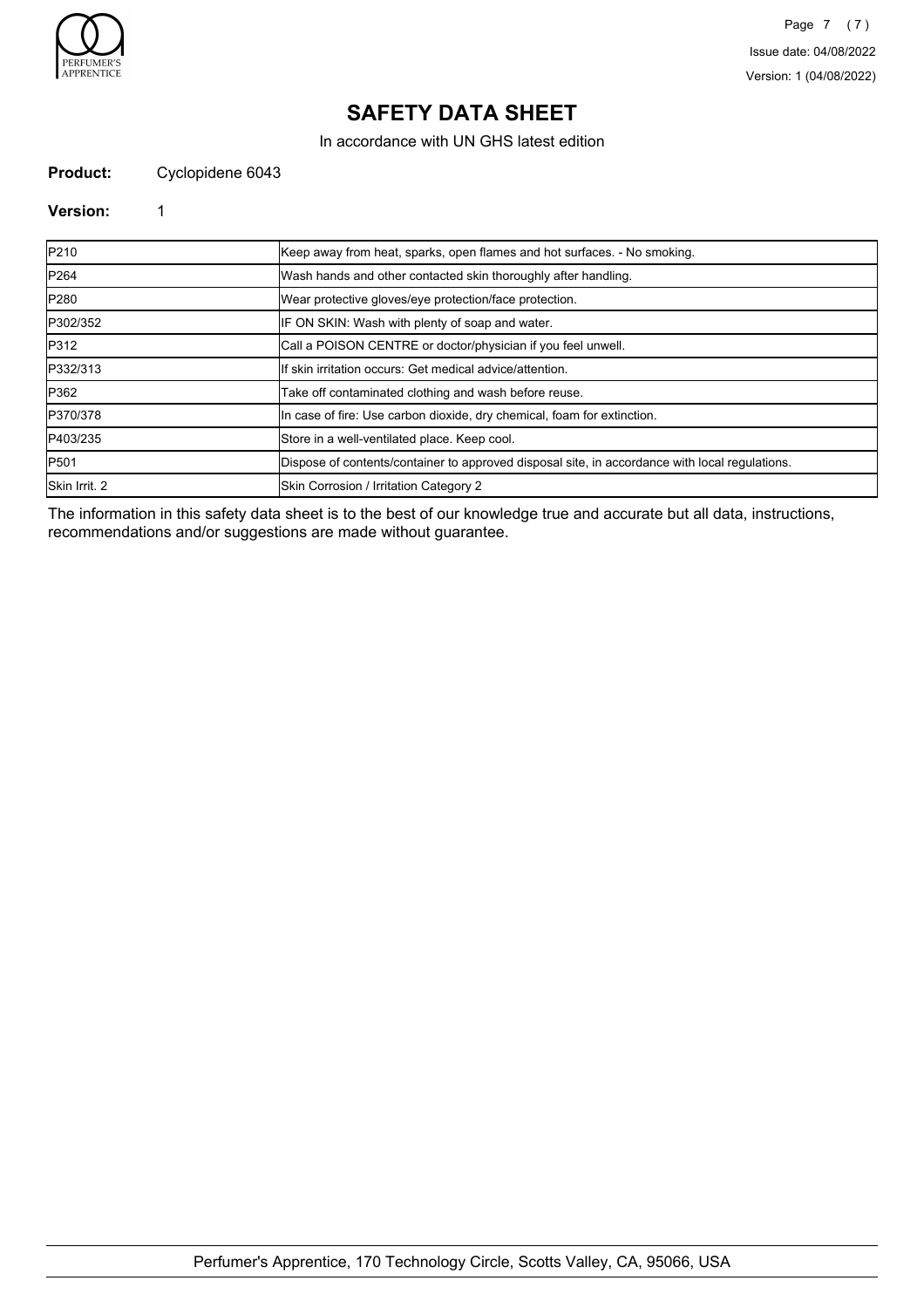# SAFETY DATA SHEET

In accordance with UN GHS latest edition

**Product:** Cyclopidene 6043

**Version:** 1

| | |
|---|---|
| P210 | Keep away from heat, sparks, open flames and hot surfaces. - No smoking. |
| P264 | Wash hands and other contacted skin thoroughly after handling. |
| P280 | Wear protective gloves/eye protection/face protection. |
| P302/352 | IF ON SKIN: Wash with plenty of soap and water. |
| P312 | Call a POISON CENTRE or doctor/physician if you feel unwell. |
| P332/313 | If skin irritation occurs: Get medical advice/attention. |
| P362 | Take off contaminated clothing and wash before reuse. |
| P370/378 | In case of fire: Use carbon dioxide, dry chemical, foam for extinction. |
| P403/235 | Store in a well-ventilated place. Keep cool. |
| P501 | Dispose of contents/container to approved disposal site, in accordance with local regulations. |
| Skin Irrit. 2 | Skin Corrosion / Irritation Category 2 |

The information in this safety data sheet is to the best of our knowledge true and accurate but all data, instructions, recommendations and/or suggestions are made without guarantee.

Perfumer's Apprentice, 170 Technology Circle, Scotts Valley, CA, 95066, USA